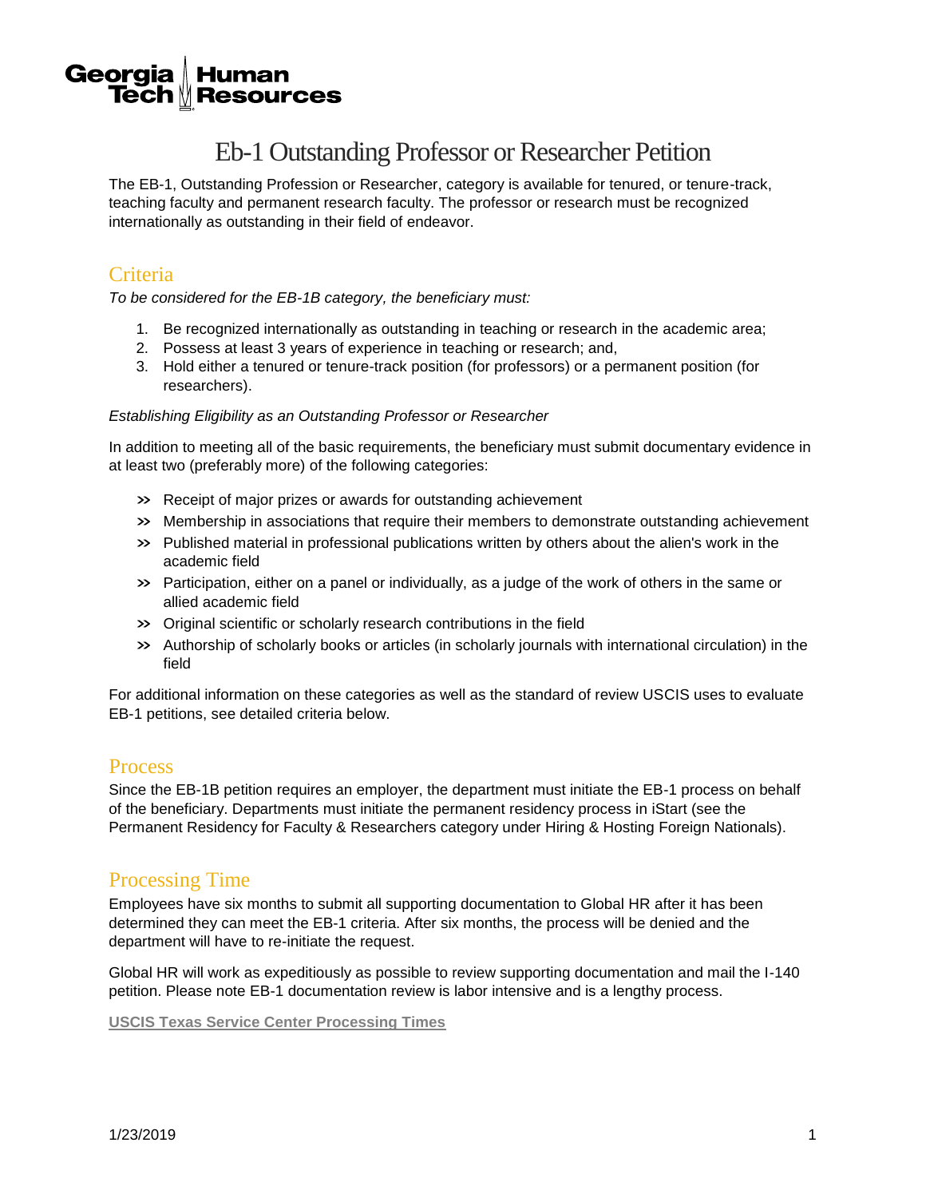Georgia Tech Human Resources

# Eb-1 Outstanding Professor or Researcher Petition

The EB-1, Outstanding Profession or Researcher, category is available for tenured, or tenure-track, teaching faculty and permanent research faculty. The professor or research must be recognized internationally as outstanding in their field of endeavor.

## Criteria

*To be considered for the EB-1B category, the beneficiary must:*

1. Be recognized internationally as outstanding in teaching or research in the academic area;
2. Possess at least 3 years of experience in teaching or research; and,
3. Hold either a tenured or tenure-track position (for professors) or a permanent position (for researchers).

*Establishing Eligibility as an Outstanding Professor or Researcher*

In addition to meeting all of the basic requirements, the beneficiary must submit documentary evidence in at least two (preferably more) of the following categories:

- Receipt of major prizes or awards for outstanding achievement
- Membership in associations that require their members to demonstrate outstanding achievement
- Published material in professional publications written by others about the alien's work in the academic field
- Participation, either on a panel or individually, as a judge of the work of others in the same or allied academic field
- Original scientific or scholarly research contributions in the field
- Authorship of scholarly books or articles (in scholarly journals with international circulation) in the field

For additional information on these categories as well as the standard of review USCIS uses to evaluate EB-1 petitions, see detailed criteria below.

## Process

Since the EB-1B petition requires an employer, the department must initiate the EB-1 process on behalf of the beneficiary. Departments must initiate the permanent residency process in iStart (see the Permanent Residency for Faculty & Researchers category under Hiring & Hosting Foreign Nationals).

## Processing Time

Employees have six months to submit all supporting documentation to Global HR after it has been determined they can meet the EB-1 criteria. After six months, the process will be denied and the department will have to re-initiate the request.

Global HR will work as expeditiously as possible to review supporting documentation and mail the I-140 petition. Please note EB-1 documentation review is labor intensive and is a lengthy process.

**USCIS Texas Service Center Processing Times**

1/23/2019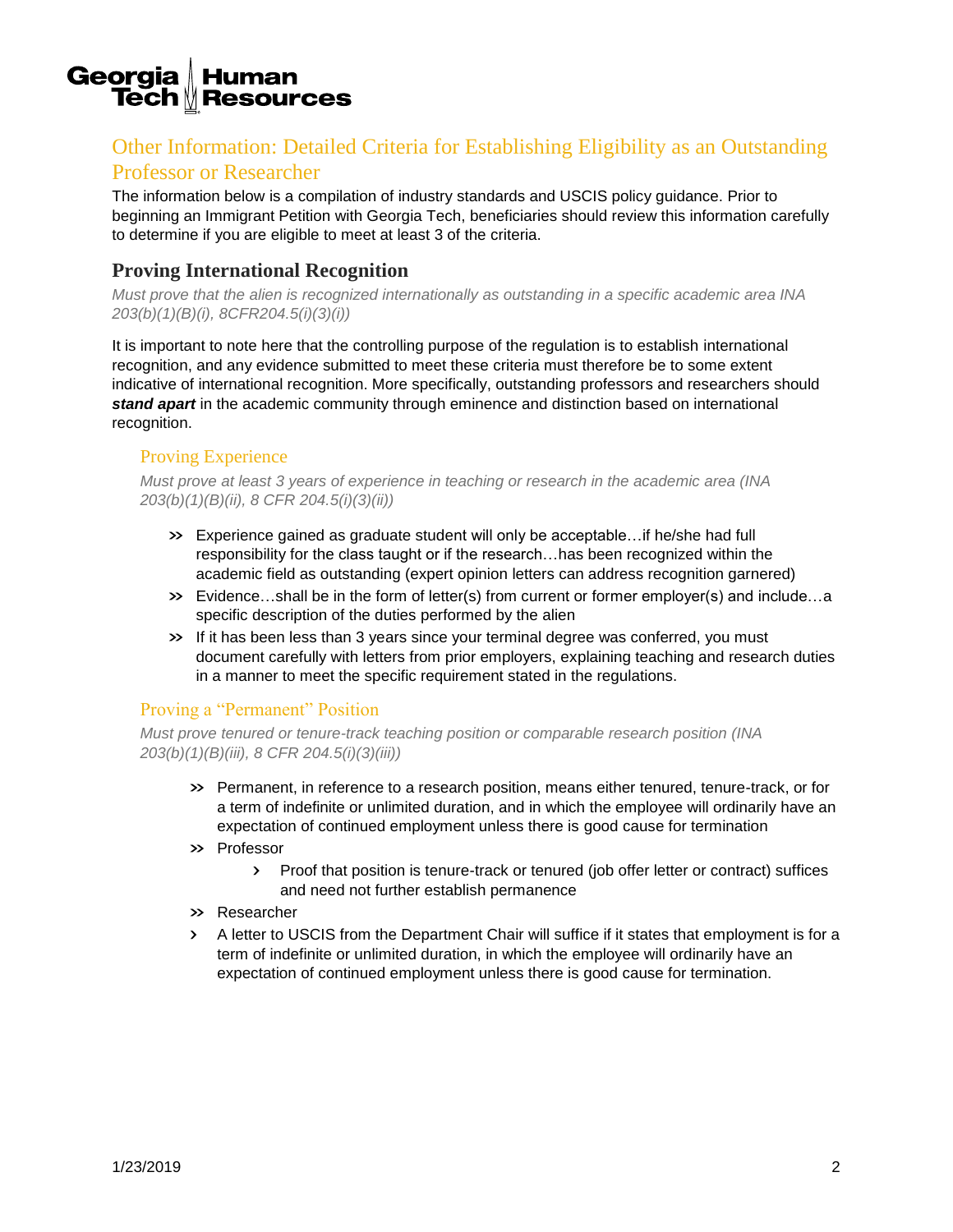## Other Information: Detailed Criteria for Establishing Eligibility as an Outstanding Professor or Researcher

The information below is a compilation of industry standards and USCIS policy guidance. Prior to beginning an Immigrant Petition with Georgia Tech, beneficiaries should review this information carefully to determine if you are eligible to meet at least 3 of the criteria.

### Proving International Recognition

*Must prove that the alien is recognized internationally as outstanding in a specific academic area INA 203(b)(1)(B)(i), 8CFR204.5(i)(3)(i))*

It is important to note here that the controlling purpose of the regulation is to establish international recognition, and any evidence submitted to meet these criteria must therefore be to some extent indicative of international recognition. More specifically, outstanding professors and researchers should ***stand apart*** in the academic community through eminence and distinction based on international recognition.

#### Proving Experience

*Must prove at least 3 years of experience in teaching or research in the academic area (INA 203(b)(1)(B)(ii), 8 CFR 204.5(i)(3)(ii))*

- Experience gained as graduate student will only be acceptable…if he/she had full responsibility for the class taught or if the research…has been recognized within the academic field as outstanding (expert opinion letters can address recognition garnered)
- Evidence…shall be in the form of letter(s) from current or former employer(s) and include…a specific description of the duties performed by the alien
- If it has been less than 3 years since your terminal degree was conferred, you must document carefully with letters from prior employers, explaining teaching and research duties in a manner to meet the specific requirement stated in the regulations.

#### Proving a "Permanent" Position

*Must prove tenured or tenure-track teaching position or comparable research position (INA 203(b)(1)(B)(iii), 8 CFR 204.5(i)(3)(iii))*

- Permanent, in reference to a research position, means either tenured, tenure-track, or for a term of indefinite or unlimited duration, and in which the employee will ordinarily have an expectation of continued employment unless there is good cause for termination
- Professor
  - Proof that position is tenure-track or tenured (job offer letter or contract) suffices and need not further establish permanence
- Researcher
  - A letter to USCIS from the Department Chair will suffice if it states that employment is for a term of indefinite or unlimited duration, in which the employee will ordinarily have an expectation of continued employment unless there is good cause for termination.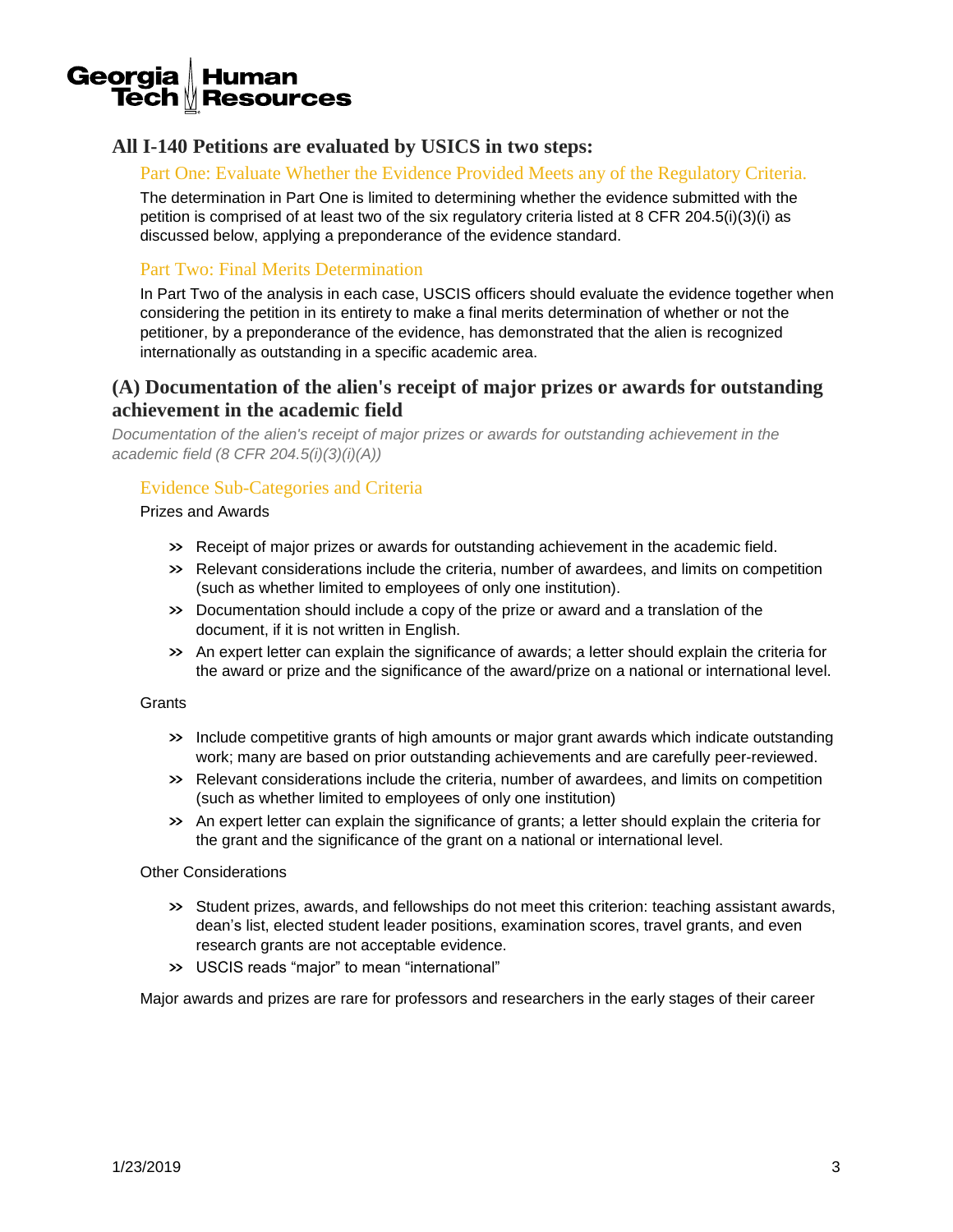## All I-140 Petitions are evaluated by USICS in two steps:

### Part One: Evaluate Whether the Evidence Provided Meets any of the Regulatory Criteria.

The determination in Part One is limited to determining whether the evidence submitted with the petition is comprised of at least two of the six regulatory criteria listed at 8 CFR 204.5(i)(3)(i) as discussed below, applying a preponderance of the evidence standard.

### Part Two: Final Merits Determination

In Part Two of the analysis in each case, USCIS officers should evaluate the evidence together when considering the petition in its entirety to make a final merits determination of whether or not the petitioner, by a preponderance of the evidence, has demonstrated that the alien is recognized internationally as outstanding in a specific academic area.

## (A) Documentation of the alien's receipt of major prizes or awards for outstanding achievement in the academic field

*Documentation of the alien's receipt of major prizes or awards for outstanding achievement in the academic field (8 CFR 204.5(i)(3)(i)(A))*

### Evidence Sub-Categories and Criteria

Prizes and Awards

- Receipt of major prizes or awards for outstanding achievement in the academic field.
- Relevant considerations include the criteria, number of awardees, and limits on competition (such as whether limited to employees of only one institution).
- Documentation should include a copy of the prize or award and a translation of the document, if it is not written in English.
- An expert letter can explain the significance of awards; a letter should explain the criteria for the award or prize and the significance of the award/prize on a national or international level.

Grants

- Include competitive grants of high amounts or major grant awards which indicate outstanding work; many are based on prior outstanding achievements and are carefully peer-reviewed.
- Relevant considerations include the criteria, number of awardees, and limits on competition (such as whether limited to employees of only one institution)
- An expert letter can explain the significance of grants; a letter should explain the criteria for the grant and the significance of the grant on a national or international level.

Other Considerations

- Student prizes, awards, and fellowships do not meet this criterion: teaching assistant awards, dean's list, elected student leader positions, examination scores, travel grants, and even research grants are not acceptable evidence.
- USCIS reads "major" to mean "international"

Major awards and prizes are rare for professors and researchers in the early stages of their career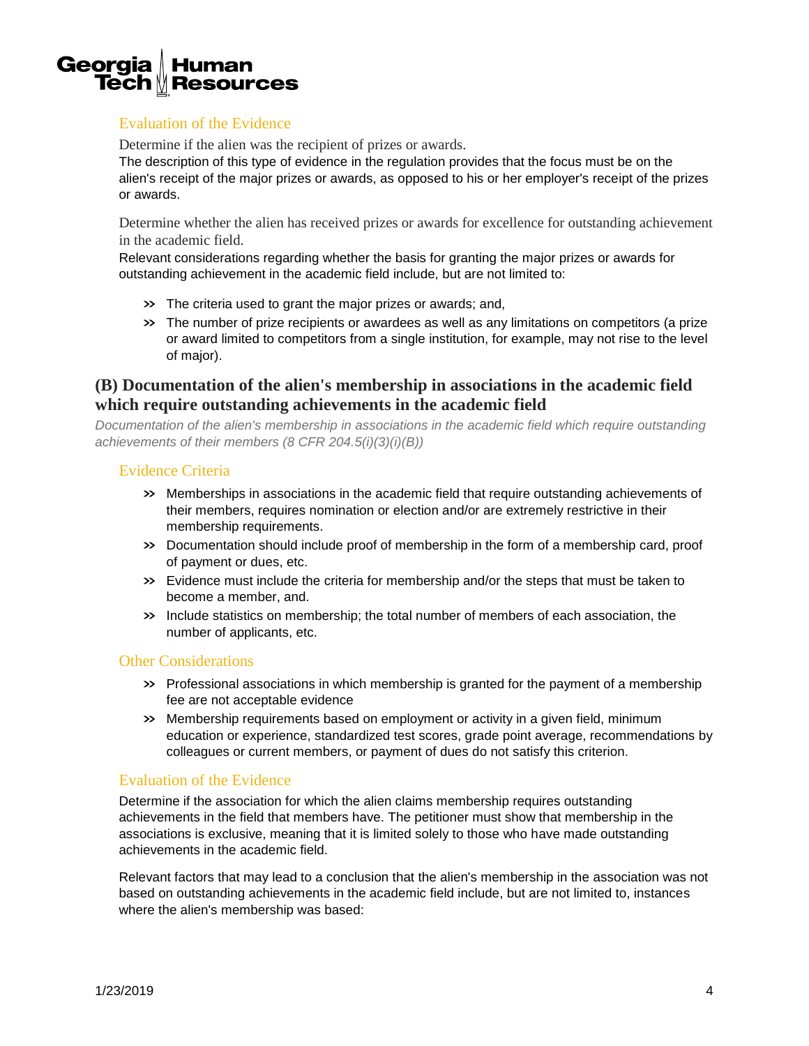### Evaluation of the Evidence

Determine if the alien was the recipient of prizes or awards.

The description of this type of evidence in the regulation provides that the focus must be on the alien's receipt of the major prizes or awards, as opposed to his or her employer's receipt of the prizes or awards.

Determine whether the alien has received prizes or awards for excellence for outstanding achievement in the academic field.

Relevant considerations regarding whether the basis for granting the major prizes or awards for outstanding achievement in the academic field include, but are not limited to:

- The criteria used to grant the major prizes or awards; and,
- The number of prize recipients or awardees as well as any limitations on competitors (a prize or award limited to competitors from a single institution, for example, may not rise to the level of major).

## (B) Documentation of the alien's membership in associations in the academic field which require outstanding achievements in the academic field

*Documentation of the alien's membership in associations in the academic field which require outstanding achievements of their members (8 CFR 204.5(i)(3)(i)(B))*

### Evidence Criteria

- Memberships in associations in the academic field that require outstanding achievements of their members, requires nomination or election and/or are extremely restrictive in their membership requirements.
- Documentation should include proof of membership in the form of a membership card, proof of payment or dues, etc.
- Evidence must include the criteria for membership and/or the steps that must be taken to become a member, and.
- Include statistics on membership; the total number of members of each association, the number of applicants, etc.

### Other Considerations

- Professional associations in which membership is granted for the payment of a membership fee are not acceptable evidence
- Membership requirements based on employment or activity in a given field, minimum education or experience, standardized test scores, grade point average, recommendations by colleagues or current members, or payment of dues do not satisfy this criterion.

### Evaluation of the Evidence

Determine if the association for which the alien claims membership requires outstanding achievements in the field that members have. The petitioner must show that membership in the associations is exclusive, meaning that it is limited solely to those who have made outstanding achievements in the academic field.

Relevant factors that may lead to a conclusion that the alien's membership in the association was not based on outstanding achievements in the academic field include, but are not limited to, instances where the alien's membership was based: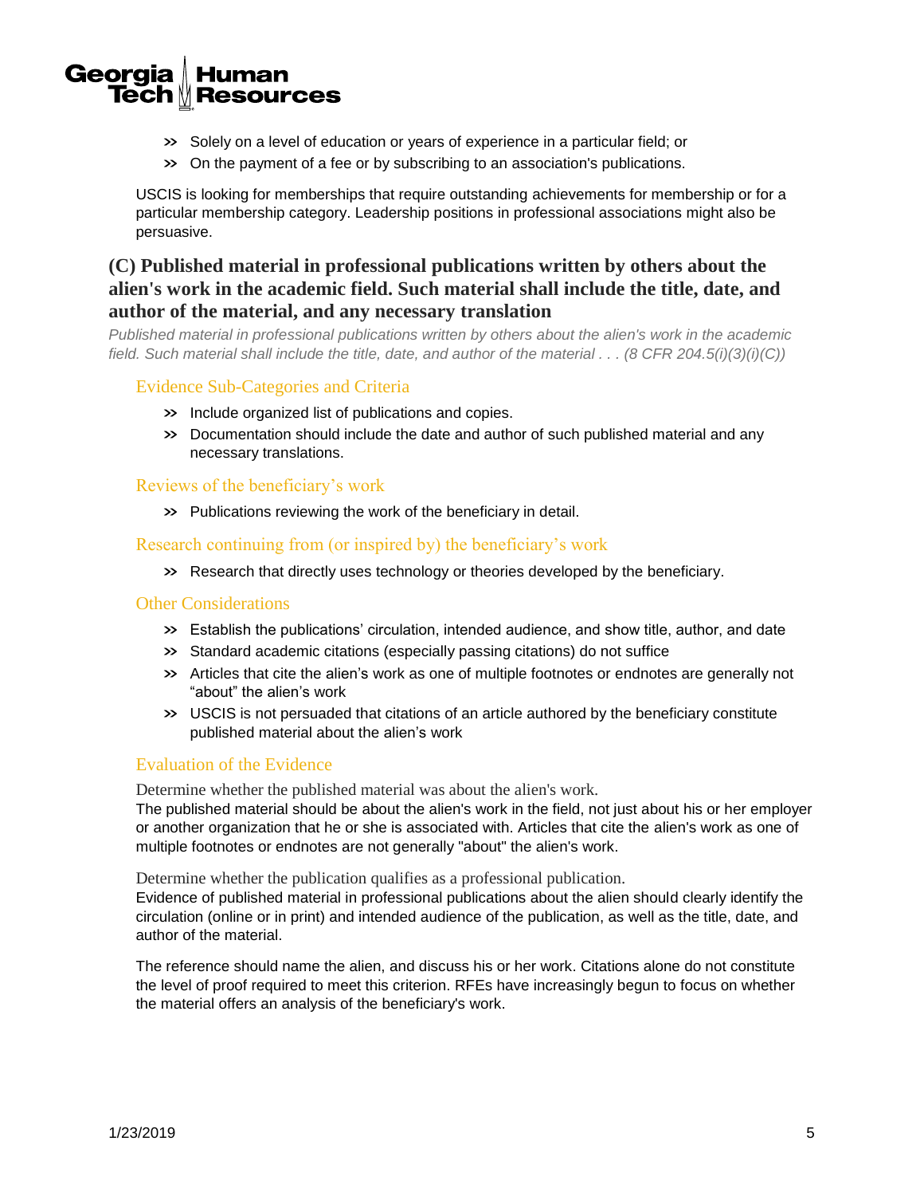- Solely on a level of education or years of experience in a particular field; or
- On the payment of a fee or by subscribing to an association's publications.

USCIS is looking for memberships that require outstanding achievements for membership or for a particular membership category. Leadership positions in professional associations might also be persuasive.

## (C) Published material in professional publications written by others about the alien's work in the academic field. Such material shall include the title, date, and author of the material, and any necessary translation

*Published material in professional publications written by others about the alien's work in the academic field. Such material shall include the title, date, and author of the material . . . (8 CFR 204.5(i)(3)(i)(C))*

### Evidence Sub-Categories and Criteria

- Include organized list of publications and copies.
- Documentation should include the date and author of such published material and any necessary translations.

### Reviews of the beneficiary's work

- Publications reviewing the work of the beneficiary in detail.

### Research continuing from (or inspired by) the beneficiary's work

- Research that directly uses technology or theories developed by the beneficiary.

### Other Considerations

- Establish the publications' circulation, intended audience, and show title, author, and date
- Standard academic citations (especially passing citations) do not suffice
- Articles that cite the alien's work as one of multiple footnotes or endnotes are generally not "about" the alien's work
- USCIS is not persuaded that citations of an article authored by the beneficiary constitute published material about the alien's work

### Evaluation of the Evidence

Determine whether the published material was about the alien's work.

The published material should be about the alien's work in the field, not just about his or her employer or another organization that he or she is associated with. Articles that cite the alien's work as one of multiple footnotes or endnotes are not generally "about" the alien's work.

Determine whether the publication qualifies as a professional publication.

Evidence of published material in professional publications about the alien should clearly identify the circulation (online or in print) and intended audience of the publication, as well as the title, date, and author of the material.

The reference should name the alien, and discuss his or her work. Citations alone do not constitute the level of proof required to meet this criterion. RFEs have increasingly begun to focus on whether the material offers an analysis of the beneficiary's work.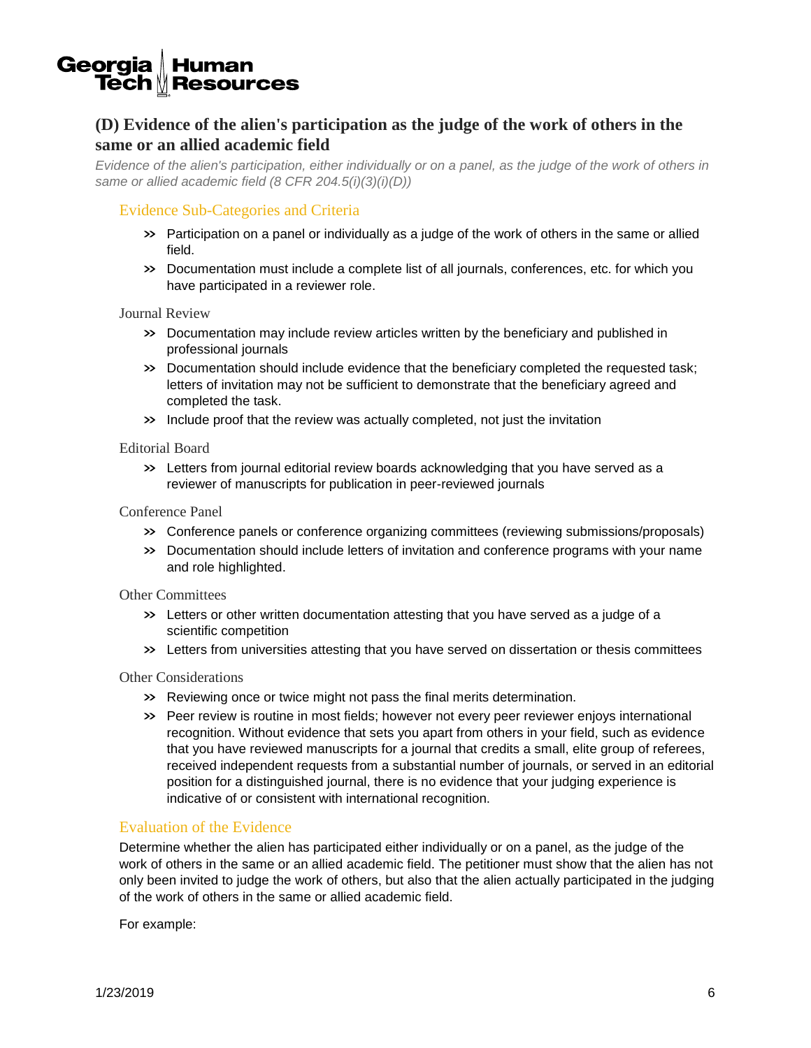## (D) Evidence of the alien's participation as the judge of the work of others in the same or an allied academic field

*Evidence of the alien's participation, either individually or on a panel, as the judge of the work of others in same or allied academic field (8 CFR 204.5(i)(3)(i)(D))*

### Evidence Sub-Categories and Criteria

- Participation on a panel or individually as a judge of the work of others in the same or allied field.
- Documentation must include a complete list of all journals, conferences, etc. for which you have participated in a reviewer role.

#### Journal Review

- Documentation may include review articles written by the beneficiary and published in professional journals
- Documentation should include evidence that the beneficiary completed the requested task; letters of invitation may not be sufficient to demonstrate that the beneficiary agreed and completed the task.
- Include proof that the review was actually completed, not just the invitation

#### Editorial Board

- Letters from journal editorial review boards acknowledging that you have served as a reviewer of manuscripts for publication in peer-reviewed journals

#### Conference Panel

- Conference panels or conference organizing committees (reviewing submissions/proposals)
- Documentation should include letters of invitation and conference programs with your name and role highlighted.

#### Other Committees

- Letters or other written documentation attesting that you have served as a judge of a scientific competition
- Letters from universities attesting that you have served on dissertation or thesis committees

#### Other Considerations

- Reviewing once or twice might not pass the final merits determination.
- Peer review is routine in most fields; however not every peer reviewer enjoys international recognition. Without evidence that sets you apart from others in your field, such as evidence that you have reviewed manuscripts for a journal that credits a small, elite group of referees, received independent requests from a substantial number of journals, or served in an editorial position for a distinguished journal, there is no evidence that your judging experience is indicative of or consistent with international recognition.

### Evaluation of the Evidence

Determine whether the alien has participated either individually or on a panel, as the judge of the work of others in the same or an allied academic field. The petitioner must show that the alien has not only been invited to judge the work of others, but also that the alien actually participated in the judging of the work of others in the same or allied academic field.

For example: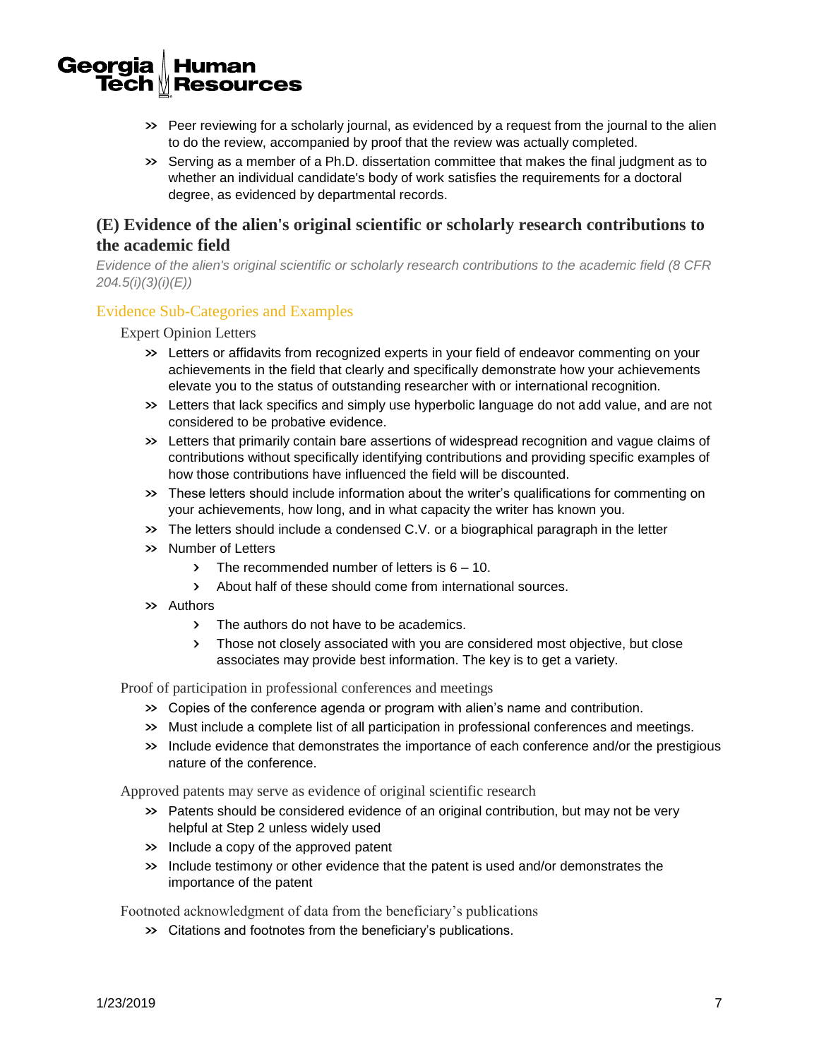- Peer reviewing for a scholarly journal, as evidenced by a request from the journal to the alien to do the review, accompanied by proof that the review was actually completed.
- Serving as a member of a Ph.D. dissertation committee that makes the final judgment as to whether an individual candidate's body of work satisfies the requirements for a doctoral degree, as evidenced by departmental records.

## (E) Evidence of the alien's original scientific or scholarly research contributions to the academic field

*Evidence of the alien's original scientific or scholarly research contributions to the academic field (8 CFR 204.5(i)(3)(i)(E))*

### Evidence Sub-Categories and Examples

#### Expert Opinion Letters

- Letters or affidavits from recognized experts in your field of endeavor commenting on your achievements in the field that clearly and specifically demonstrate how your achievements elevate you to the status of outstanding researcher with or international recognition.
- Letters that lack specifics and simply use hyperbolic language do not add value, and are not considered to be probative evidence.
- Letters that primarily contain bare assertions of widespread recognition and vague claims of contributions without specifically identifying contributions and providing specific examples of how those contributions have influenced the field will be discounted.
- These letters should include information about the writer's qualifications for commenting on your achievements, how long, and in what capacity the writer has known you.
- The letters should include a condensed C.V. or a biographical paragraph in the letter
- Number of Letters
  - The recommended number of letters is 6 – 10.
  - About half of these should come from international sources.
- Authors
  - The authors do not have to be academics.
  - Those not closely associated with you are considered most objective, but close associates may provide best information. The key is to get a variety.

#### Proof of participation in professional conferences and meetings

- Copies of the conference agenda or program with alien's name and contribution.
- Must include a complete list of all participation in professional conferences and meetings.
- Include evidence that demonstrates the importance of each conference and/or the prestigious nature of the conference.

#### Approved patents may serve as evidence of original scientific research

- Patents should be considered evidence of an original contribution, but may not be very helpful at Step 2 unless widely used
- Include a copy of the approved patent
- Include testimony or other evidence that the patent is used and/or demonstrates the importance of the patent

#### Footnoted acknowledgment of data from the beneficiary's publications

- Citations and footnotes from the beneficiary's publications.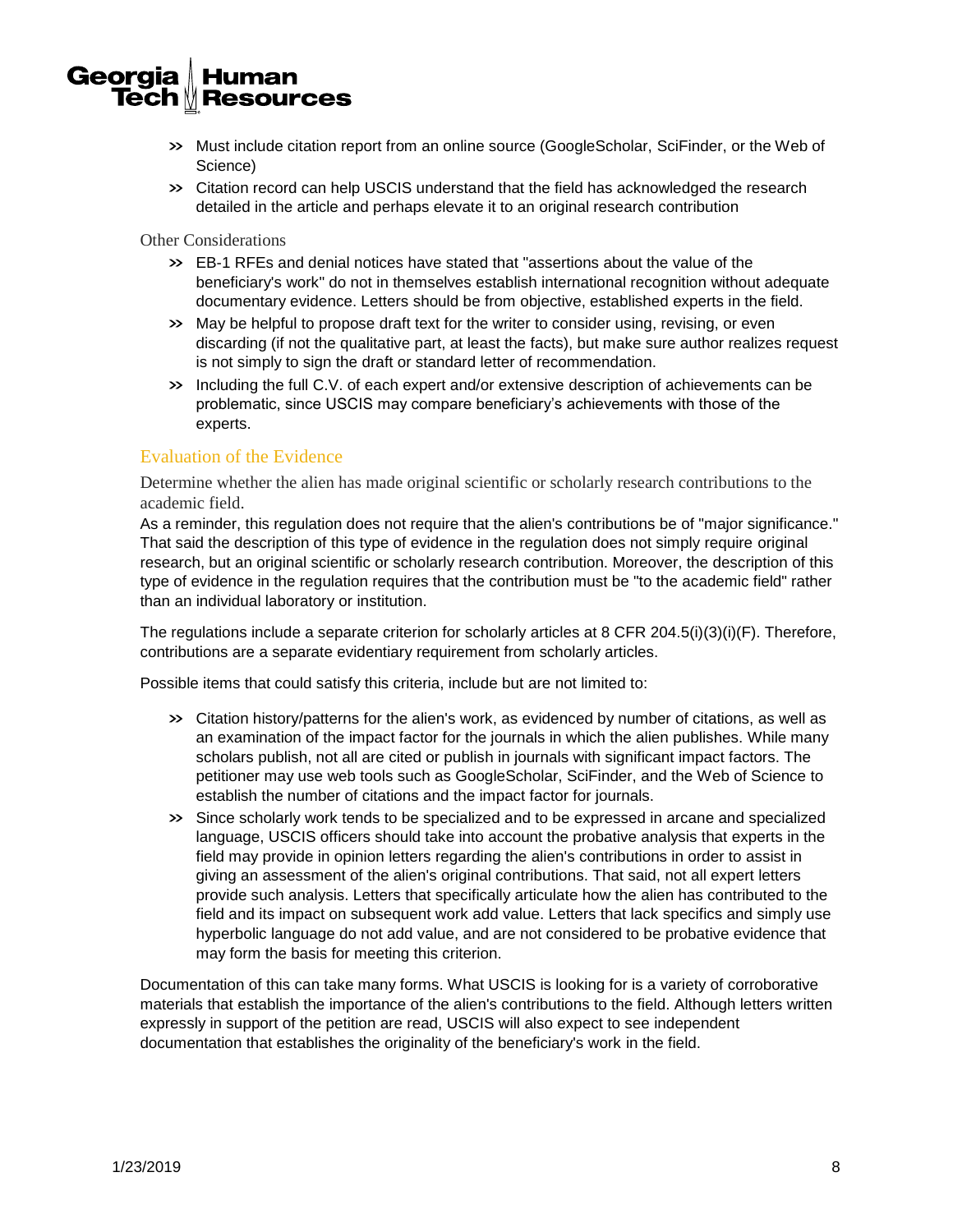- Must include citation report from an online source (GoogleScholar, SciFinder, or the Web of Science)
- Citation record can help USCIS understand that the field has acknowledged the research detailed in the article and perhaps elevate it to an original research contribution

Other Considerations

- EB-1 RFEs and denial notices have stated that "assertions about the value of the beneficiary's work" do not in themselves establish international recognition without adequate documentary evidence. Letters should be from objective, established experts in the field.
- May be helpful to propose draft text for the writer to consider using, revising, or even discarding (if not the qualitative part, at least the facts), but make sure author realizes request is not simply to sign the draft or standard letter of recommendation.
- Including the full C.V. of each expert and/or extensive description of achievements can be problematic, since USCIS may compare beneficiary's achievements with those of the experts.

## Evaluation of the Evidence

Determine whether the alien has made original scientific or scholarly research contributions to the academic field.

As a reminder, this regulation does not require that the alien's contributions be of "major significance." That said the description of this type of evidence in the regulation does not simply require original research, but an original scientific or scholarly research contribution. Moreover, the description of this type of evidence in the regulation requires that the contribution must be "to the academic field" rather than an individual laboratory or institution.

The regulations include a separate criterion for scholarly articles at 8 CFR 204.5(i)(3)(i)(F). Therefore, contributions are a separate evidentiary requirement from scholarly articles.

Possible items that could satisfy this criteria, include but are not limited to:

- Citation history/patterns for the alien's work, as evidenced by number of citations, as well as an examination of the impact factor for the journals in which the alien publishes. While many scholars publish, not all are cited or publish in journals with significant impact factors. The petitioner may use web tools such as GoogleScholar, SciFinder, and the Web of Science to establish the number of citations and the impact factor for journals.
- Since scholarly work tends to be specialized and to be expressed in arcane and specialized language, USCIS officers should take into account the probative analysis that experts in the field may provide in opinion letters regarding the alien's contributions in order to assist in giving an assessment of the alien's original contributions. That said, not all expert letters provide such analysis. Letters that specifically articulate how the alien has contributed to the field and its impact on subsequent work add value. Letters that lack specifics and simply use hyperbolic language do not add value, and are not considered to be probative evidence that may form the basis for meeting this criterion.

Documentation of this can take many forms. What USCIS is looking for is a variety of corroborative materials that establish the importance of the alien's contributions to the field. Although letters written expressly in support of the petition are read, USCIS will also expect to see independent documentation that establishes the originality of the beneficiary's work in the field.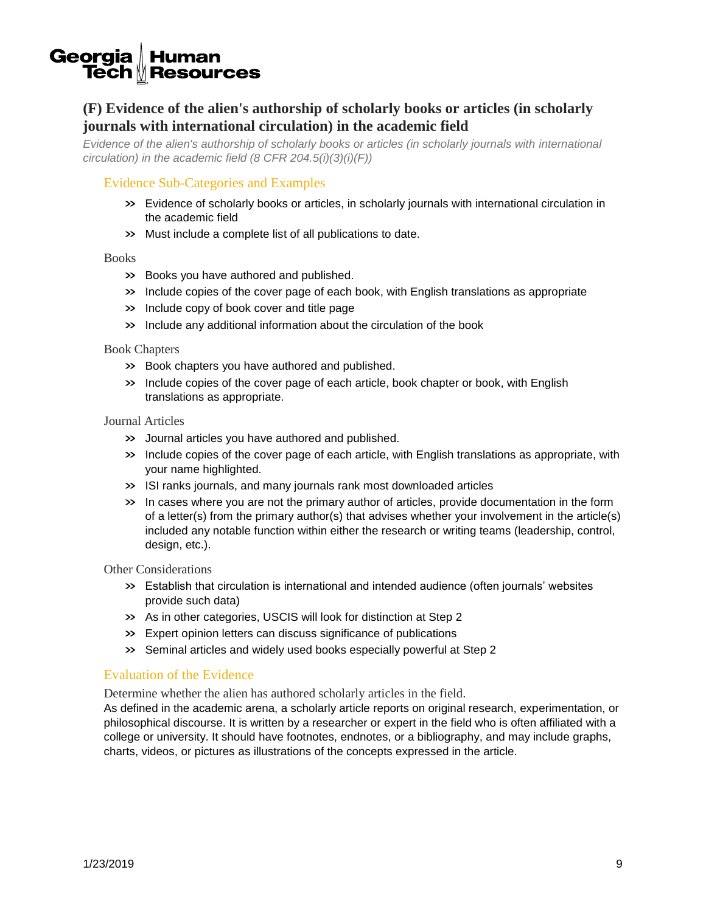## (F) Evidence of the alien's authorship of scholarly books or articles (in scholarly journals with international circulation) in the academic field

*Evidence of the alien's authorship of scholarly books or articles (in scholarly journals with international circulation) in the academic field (8 CFR 204.5(i)(3)(i)(F))*

### Evidence Sub-Categories and Examples

- Evidence of scholarly books or articles, in scholarly journals with international circulation in the academic field
- Must include a complete list of all publications to date.

#### Books

- Books you have authored and published.
- Include copies of the cover page of each book, with English translations as appropriate
- Include copy of book cover and title page
- Include any additional information about the circulation of the book

#### Book Chapters

- Book chapters you have authored and published.
- Include copies of the cover page of each article, book chapter or book, with English translations as appropriate.

#### Journal Articles

- Journal articles you have authored and published.
- Include copies of the cover page of each article, with English translations as appropriate, with your name highlighted.
- ISI ranks journals, and many journals rank most downloaded articles
- In cases where you are not the primary author of articles, provide documentation in the form of a letter(s) from the primary author(s) that advises whether your involvement in the article(s) included any notable function within either the research or writing teams (leadership, control, design, etc.).

#### Other Considerations

- Establish that circulation is international and intended audience (often journals' websites provide such data)
- As in other categories, USCIS will look for distinction at Step 2
- Expert opinion letters can discuss significance of publications
- Seminal articles and widely used books especially powerful at Step 2

### Evaluation of the Evidence

Determine whether the alien has authored scholarly articles in the field.

As defined in the academic arena, a scholarly article reports on original research, experimentation, or philosophical discourse. It is written by a researcher or expert in the field who is often affiliated with a college or university. It should have footnotes, endnotes, or a bibliography, and may include graphs, charts, videos, or pictures as illustrations of the concepts expressed in the article.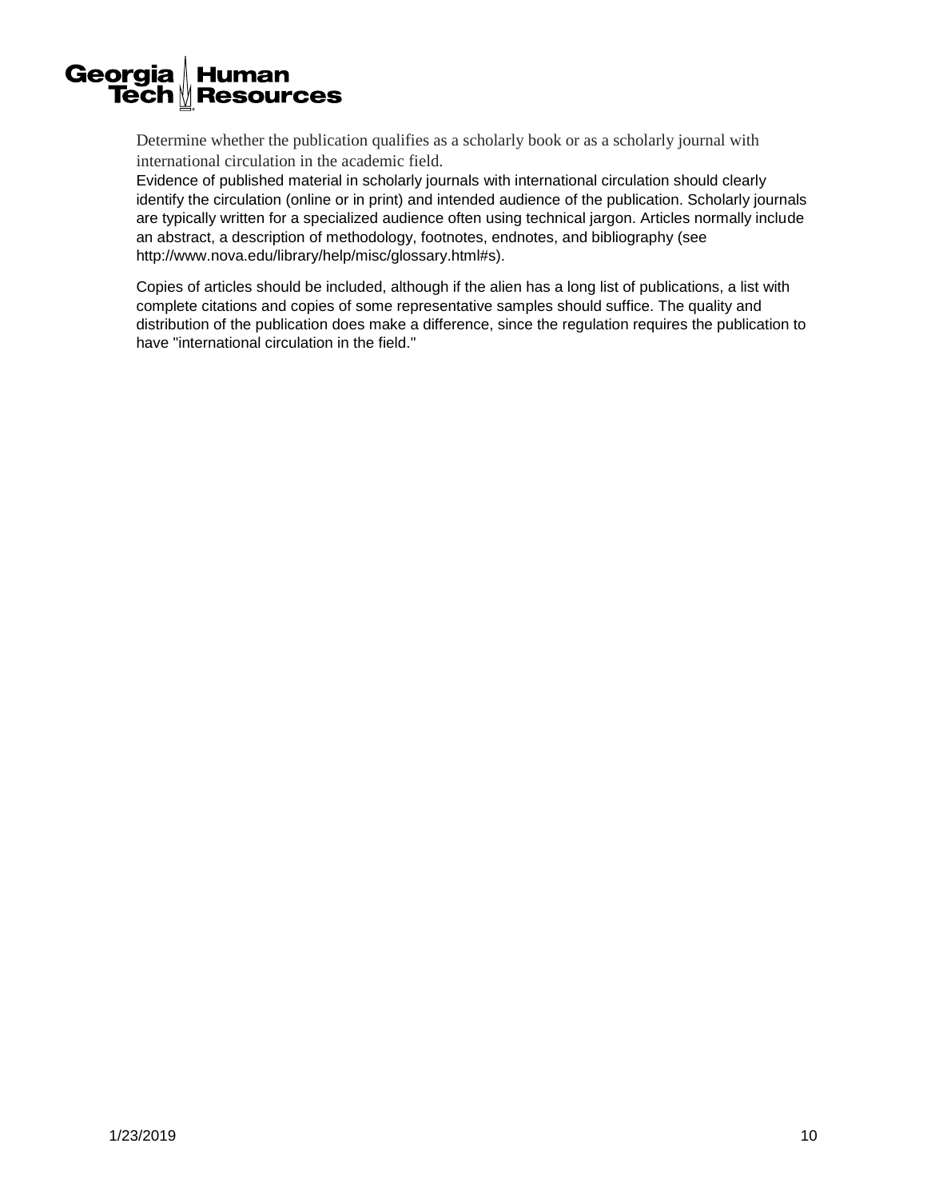Determine whether the publication qualifies as a scholarly book or as a scholarly journal with international circulation in the academic field.

Evidence of published material in scholarly journals with international circulation should clearly identify the circulation (online or in print) and intended audience of the publication. Scholarly journals are typically written for a specialized audience often using technical jargon. Articles normally include an abstract, a description of methodology, footnotes, endnotes, and bibliography (see http://www.nova.edu/library/help/misc/glossary.html#s).

Copies of articles should be included, although if the alien has a long list of publications, a list with complete citations and copies of some representative samples should suffice. The quality and distribution of the publication does make a difference, since the regulation requires the publication to have "international circulation in the field."